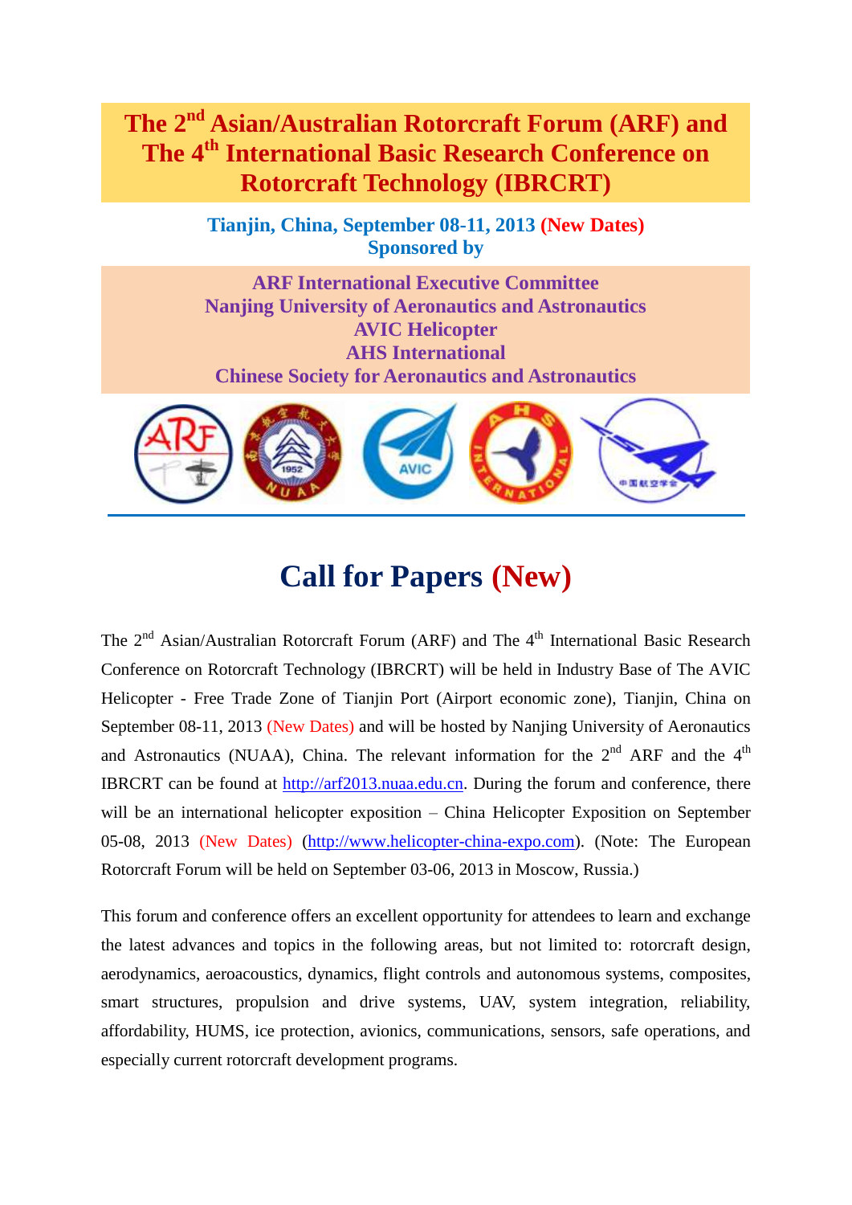# The 2nd Asian/Australian Rotorcraft Forum (ARF) and The 4th International Basic Research Conference on Rotorcraft Technology (IBRCRT)

**Tianjin, China, September 08-11, 2013 (New Dates)**
**Sponsored by**

**ARF International Executive Committee**
**Nanjing University of Aeronautics and Astronautics**
**AVIC Helicopter**
**AHS International**
**Chinese Society for Aeronautics and Astronautics**

## Call for Papers (New)

The 2nd Asian/Australian Rotorcraft Forum (ARF) and The 4th International Basic Research Conference on Rotorcraft Technology (IBRCRT) will be held in Industry Base of The AVIC Helicopter - Free Trade Zone of Tianjin Port (Airport economic zone), Tianjin, China on September 08-11, 2013 (New Dates) and will be hosted by Nanjing University of Aeronautics and Astronautics (NUAA), China. The relevant information for the 2nd ARF and the 4th IBRCRT can be found at http://arf2013.nuaa.edu.cn. During the forum and conference, there will be an international helicopter exposition – China Helicopter Exposition on September 05-08, 2013 (New Dates) (http://www.helicopter-china-expo.com). (Note: The European Rotorcraft Forum will be held on September 03-06, 2013 in Moscow, Russia.)

This forum and conference offers an excellent opportunity for attendees to learn and exchange the latest advances and topics in the following areas, but not limited to: rotorcraft design, aerodynamics, aeroacoustics, dynamics, flight controls and autonomous systems, composites, smart structures, propulsion and drive systems, UAV, system integration, reliability, affordability, HUMS, ice protection, avionics, communications, sensors, safe operations, and especially current rotorcraft development programs.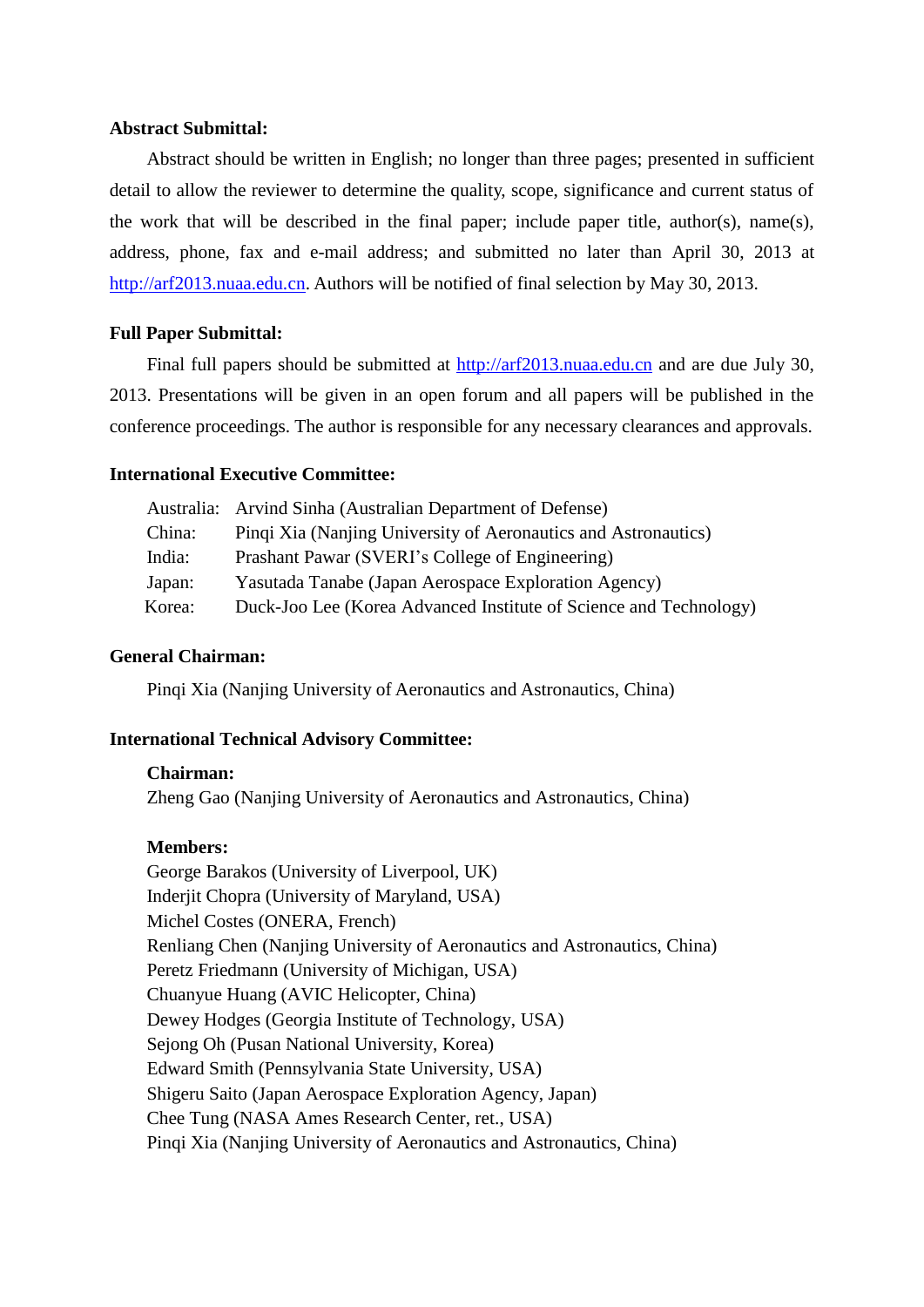**Abstract Submittal:**

Abstract should be written in English; no longer than three pages; presented in sufficient detail to allow the reviewer to determine the quality, scope, significance and current status of the work that will be described in the final paper; include paper title, author(s), name(s), address, phone, fax and e-mail address; and submitted no later than April 30, 2013 at http://arf2013.nuaa.edu.cn. Authors will be notified of final selection by May 30, 2013.

**Full Paper Submittal:**

Final full papers should be submitted at http://arf2013.nuaa.edu.cn and are due July 30, 2013. Presentations will be given in an open forum and all papers will be published in the conference proceedings. The author is responsible for any necessary clearances and approvals.

**International Executive Committee:**

Australia: Arvind Sinha (Australian Department of Defense)
China: Pinqi Xia (Nanjing University of Aeronautics and Astronautics)
India: Prashant Pawar (SVERI's College of Engineering)
Japan: Yasutada Tanabe (Japan Aerospace Exploration Agency)
Korea: Duck-Joo Lee (Korea Advanced Institute of Science and Technology)

**General Chairman:**

Pinqi Xia (Nanjing University of Aeronautics and Astronautics, China)

**International Technical Advisory Committee:**

**Chairman:**
Zheng Gao (Nanjing University of Aeronautics and Astronautics, China)

**Members:**
George Barakos (University of Liverpool, UK)
Inderjit Chopra (University of Maryland, USA)
Michel Costes (ONERA, French)
Renliang Chen (Nanjing University of Aeronautics and Astronautics, China)
Peretz Friedmann (University of Michigan, USA)
Chuanyue Huang (AVIC Helicopter, China)
Dewey Hodges (Georgia Institute of Technology, USA)
Sejong Oh (Pusan National University, Korea)
Edward Smith (Pennsylvania State University, USA)
Shigeru Saito (Japan Aerospace Exploration Agency, Japan)
Chee Tung (NASA Ames Research Center, ret., USA)
Pinqi Xia (Nanjing University of Aeronautics and Astronautics, China)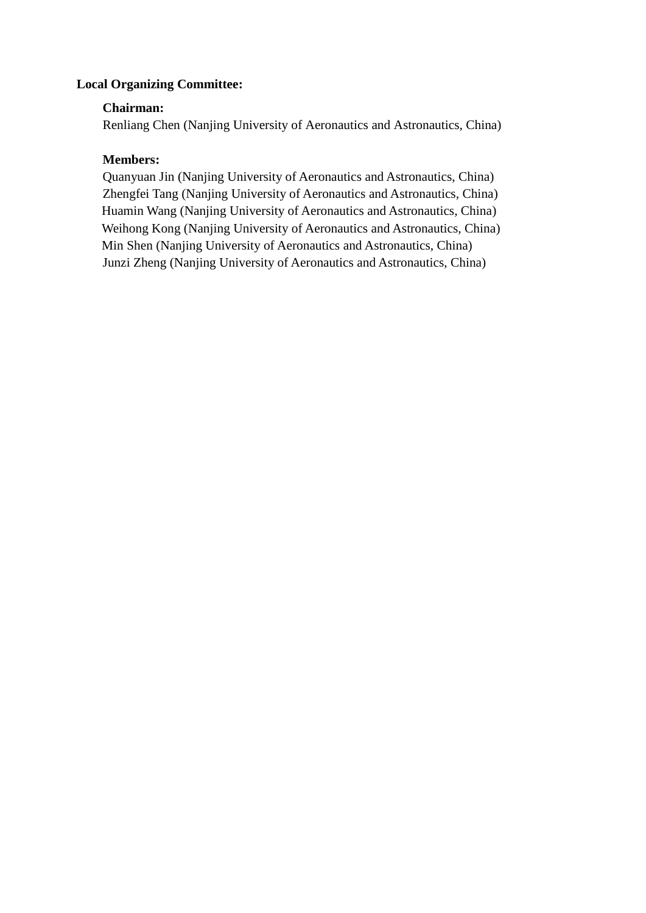**Local Organizing Committee:**

**Chairman:**

Renliang Chen (Nanjing University of Aeronautics and Astronautics, China)

**Members:**

Quanyuan Jin (Nanjing University of Aeronautics and Astronautics, China)
Zhengfei Tang (Nanjing University of Aeronautics and Astronautics, China)
Huamin Wang (Nanjing University of Aeronautics and Astronautics, China)
Weihong Kong (Nanjing University of Aeronautics and Astronautics, China)
Min Shen (Nanjing University of Aeronautics and Astronautics, China)
Junzi Zheng (Nanjing University of Aeronautics and Astronautics, China)